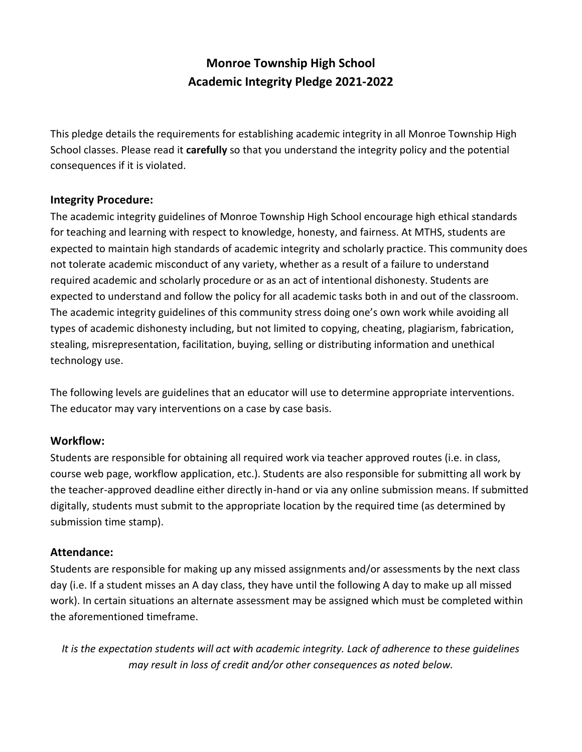# Monroe Township High School
# Academic Integrity Pledge 2021-2022

This pledge details the requirements for establishing academic integrity in all Monroe Township High School classes. Please read it **carefully** so that you understand the integrity policy and the potential consequences if it is violated.

## Integrity Procedure:

The academic integrity guidelines of Monroe Township High School encourage high ethical standards for teaching and learning with respect to knowledge, honesty, and fairness. At MTHS, students are expected to maintain high standards of academic integrity and scholarly practice. This community does not tolerate academic misconduct of any variety, whether as a result of a failure to understand required academic and scholarly procedure or as an act of intentional dishonesty. Students are expected to understand and follow the policy for all academic tasks both in and out of the classroom. The academic integrity guidelines of this community stress doing one's own work while avoiding all types of academic dishonesty including, but not limited to copying, cheating, plagiarism, fabrication, stealing, misrepresentation, facilitation, buying, selling or distributing information and unethical technology use.

The following levels are guidelines that an educator will use to determine appropriate interventions. The educator may vary interventions on a case by case basis.

## Workflow:

Students are responsible for obtaining all required work via teacher approved routes (i.e. in class, course web page, workflow application, etc.). Students are also responsible for submitting all work by the teacher-approved deadline either directly in-hand or via any online submission means. If submitted digitally, students must submit to the appropriate location by the required time (as determined by submission time stamp).

## Attendance:

Students are responsible for making up any missed assignments and/or assessments by the next class day (i.e. If a student misses an A day class, they have until the following A day to make up all missed work). In certain situations an alternate assessment may be assigned which must be completed within the aforementioned timeframe.

*It is the expectation students will act with academic integrity. Lack of adherence to these guidelines may result in loss of credit and/or other consequences as noted below.*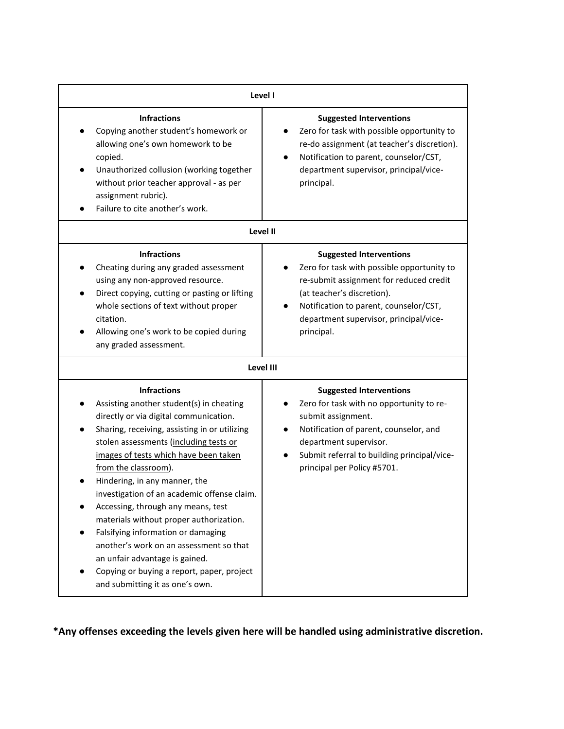| Level I | |
|---|---|
| **Infractions**<br>● Copying another student's homework or allowing one's own homework to be copied.<br>● Unauthorized collusion (working together without prior teacher approval - as per assignment rubric).<br>● Failure to cite another's work. | **Suggested Interventions**<br>● Zero for task with possible opportunity to re-do assignment (at teacher's discretion).<br>● Notification to parent, counselor/CST, department supervisor, principal/vice-principal. |
| **Level II** | |
| **Infractions**<br>● Cheating during any graded assessment using any non-approved resource.<br>● Direct copying, cutting or pasting or lifting whole sections of text without proper citation.<br>● Allowing one's work to be copied during any graded assessment. | **Suggested Interventions**<br>● Zero for task with possible opportunity to re-submit assignment for reduced credit (at teacher's discretion).<br>● Notification to parent, counselor/CST, department supervisor, principal/vice-principal. |
| **Level III** | |
| **Infractions**<br>● Assisting another student(s) in cheating directly or via digital communication.<br>● Sharing, receiving, assisting in or utilizing stolen assessments (<u>including tests or images of tests which have been taken from the classroom</u>).<br>● Hindering, in any manner, the investigation of an academic offense claim.<br>● Accessing, through any means, test materials without proper authorization.<br>● Falsifying information or damaging another's work on an assessment so that an unfair advantage is gained.<br>● Copying or buying a report, paper, project and submitting it as one's own. | **Suggested Interventions**<br>● Zero for task with no opportunity to re-submit assignment.<br>● Notification of parent, counselor, and department supervisor.<br>● Submit referral to building principal/vice-principal per Policy #5701. |

**\*Any offenses exceeding the levels given here will be handled using administrative discretion.**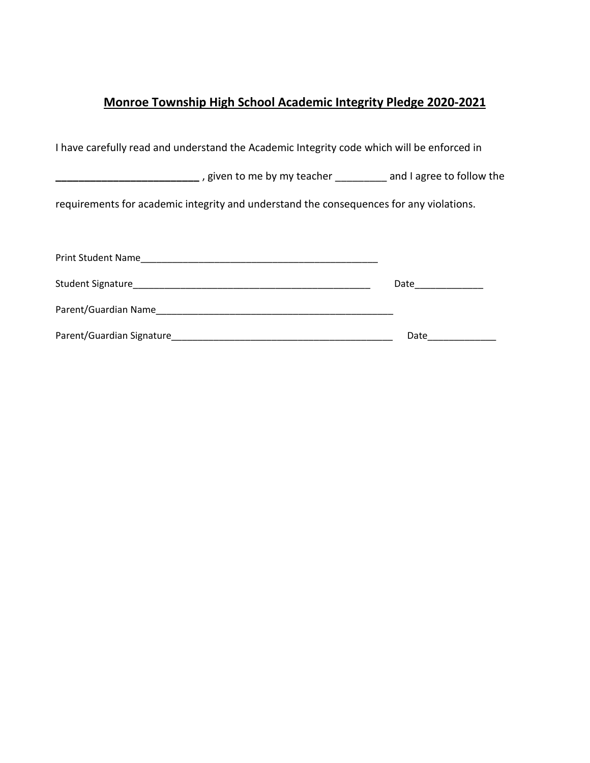# Monroe Township High School Academic Integrity Pledge 2020-2021

I have carefully read and understand the Academic Integrity code which will be enforced in _________________________ , given to me by my teacher _________ and I agree to follow the requirements for academic integrity and understand the consequences for any violations.

Print Student Name_____________________________________________

Student Signature_____________________________________________ Date_____________

Parent/Guardian Name_____________________________________________

Parent/Guardian Signature__________________________________________ Date_____________